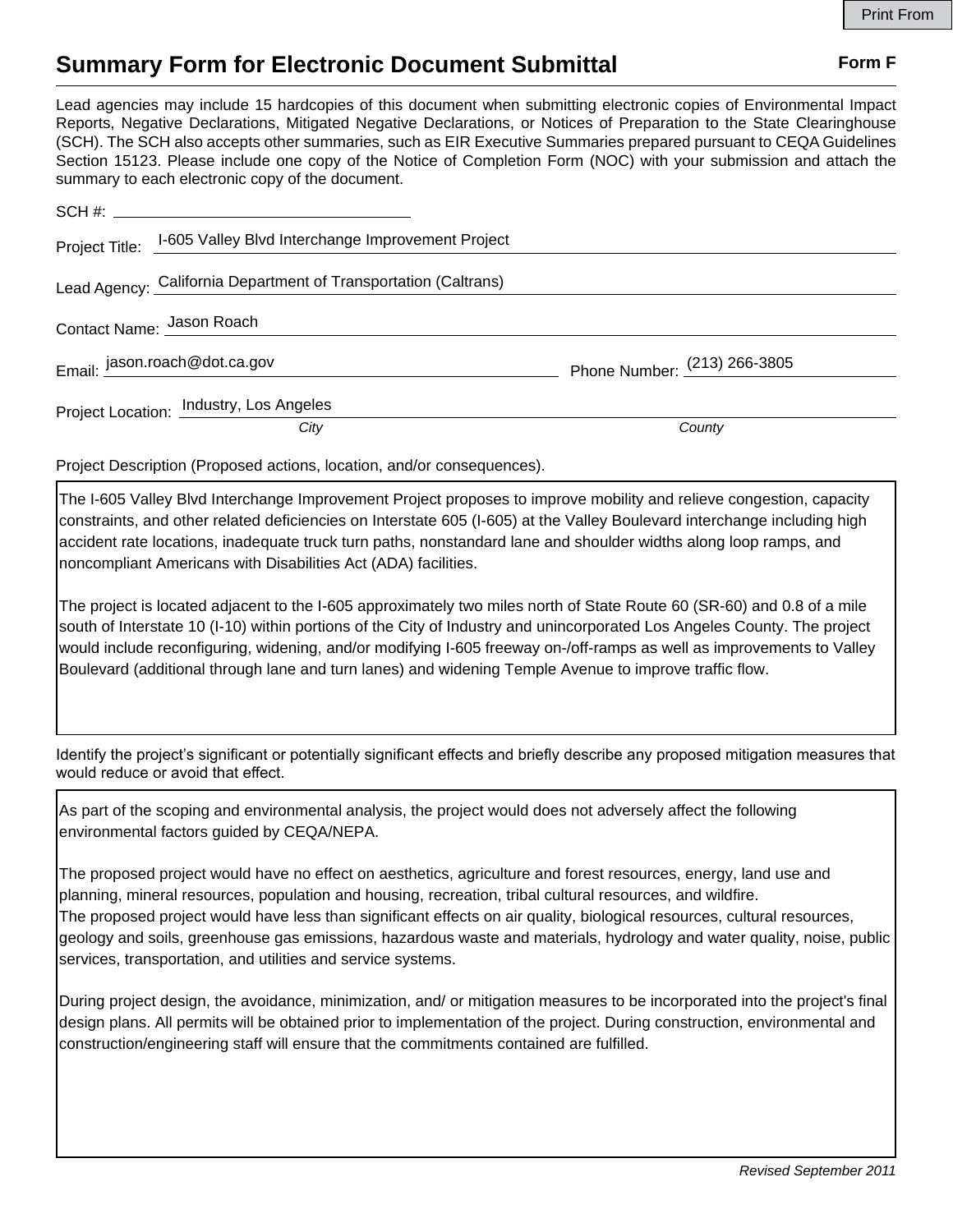Print From

# Summary Form for Electronic Document Submittal

**Form F**

Lead agencies may include 15 hardcopies of this document when submitting electronic copies of Environmental Impact Reports, Negative Declarations, Mitigated Negative Declarations, or Notices of Preparation to the State Clearinghouse (SCH). The SCH also accepts other summaries, such as EIR Executive Summaries prepared pursuant to CEQA Guidelines Section 15123. Please include one copy of the Notice of Completion Form (NOC) with your submission and attach the summary to each electronic copy of the document.

SCH #: ______________________

Project Title: I-605 Valley Blvd Interchange Improvement Project

Lead Agency: California Department of Transportation (Caltrans)

Contact Name: Jason Roach

Email: jason.roach@dot.ca.gov Phone Number: (213) 266-3805

Project Location: Industry, Los Angeles

*City* *County*

Project Description (Proposed actions, location, and/or consequences).

The I-605 Valley Blvd Interchange Improvement Project proposes to improve mobility and relieve congestion, capacity constraints, and other related deficiencies on Interstate 605 (I-605) at the Valley Boulevard interchange including high accident rate locations, inadequate truck turn paths, nonstandard lane and shoulder widths along loop ramps, and noncompliant Americans with Disabilities Act (ADA) facilities.

The project is located adjacent to the I-605 approximately two miles north of State Route 60 (SR-60) and 0.8 of a mile south of Interstate 10 (I-10) within portions of the City of Industry and unincorporated Los Angeles County. The project would include reconfiguring, widening, and/or modifying I-605 freeway on-/off-ramps as well as improvements to Valley Boulevard (additional through lane and turn lanes) and widening Temple Avenue to improve traffic flow.

Identify the project's significant or potentially significant effects and briefly describe any proposed mitigation measures that would reduce or avoid that effect.

As part of the scoping and environmental analysis, the project would does not adversely affect the following environmental factors guided by CEQA/NEPA.

The proposed project would have no effect on aesthetics, agriculture and forest resources, energy, land use and planning, mineral resources, population and housing, recreation, tribal cultural resources, and wildfire.
The proposed project would have less than significant effects on air quality, biological resources, cultural resources, geology and soils, greenhouse gas emissions, hazardous waste and materials, hydrology and water quality, noise, public services, transportation, and utilities and service systems.

During project design, the avoidance, minimization, and/ or mitigation measures to be incorporated into the project's final design plans. All permits will be obtained prior to implementation of the project. During construction, environmental and construction/engineering staff will ensure that the commitments contained are fulfilled.

*Revised September 2011*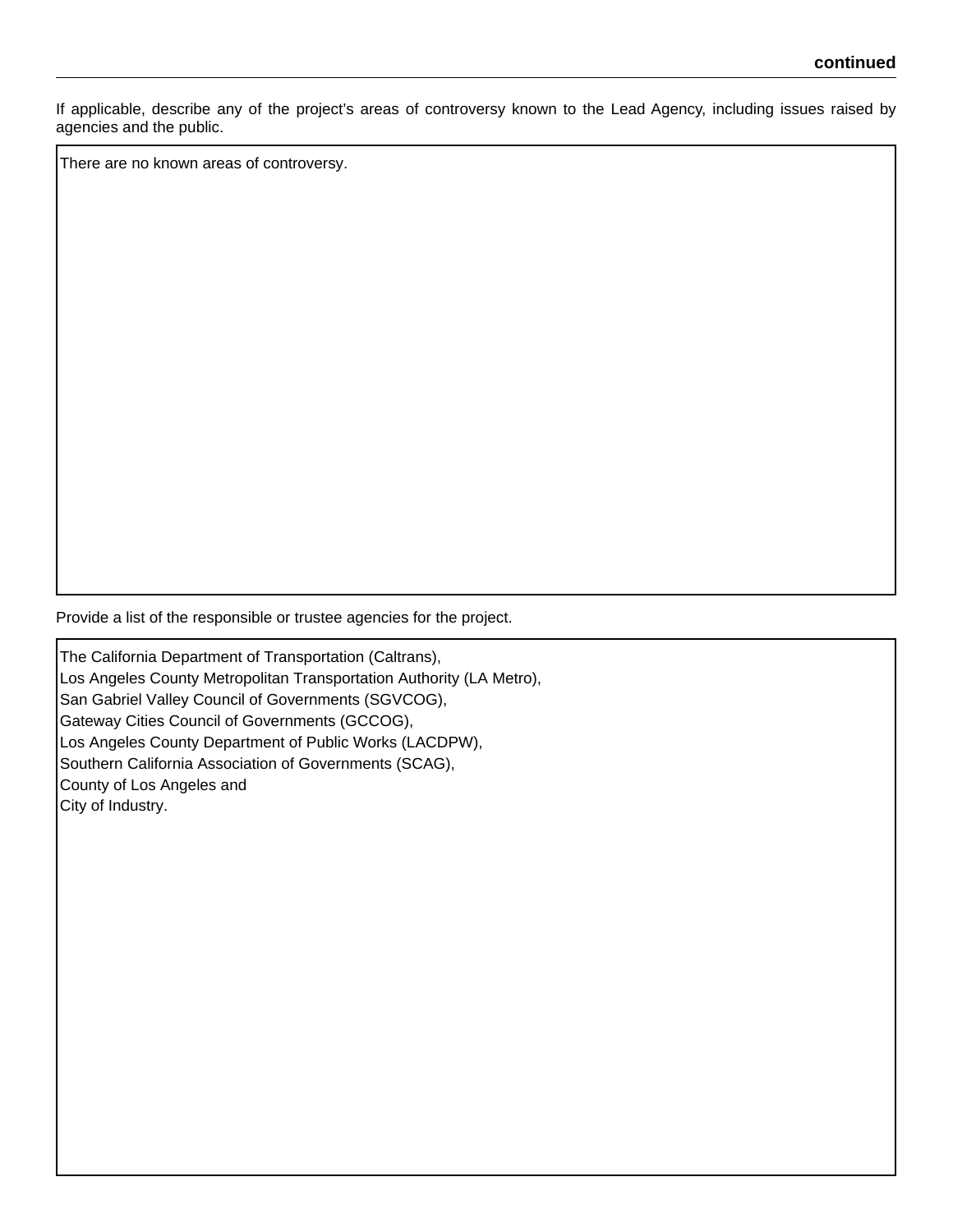If applicable, describe any of the project's areas of controversy known to the Lead Agency, including issues raised by agencies and the public.

There are no known areas of controversy.

Provide a list of the responsible or trustee agencies for the project.

The California Department of Transportation (Caltrans),
Los Angeles County Metropolitan Transportation Authority (LA Metro),
San Gabriel Valley Council of Governments (SGVCOG),
Gateway Cities Council of Governments (GCCOG),
Los Angeles County Department of Public Works (LACDPW),
Southern California Association of Governments (SCAG),
County of Los Angeles and
City of Industry.